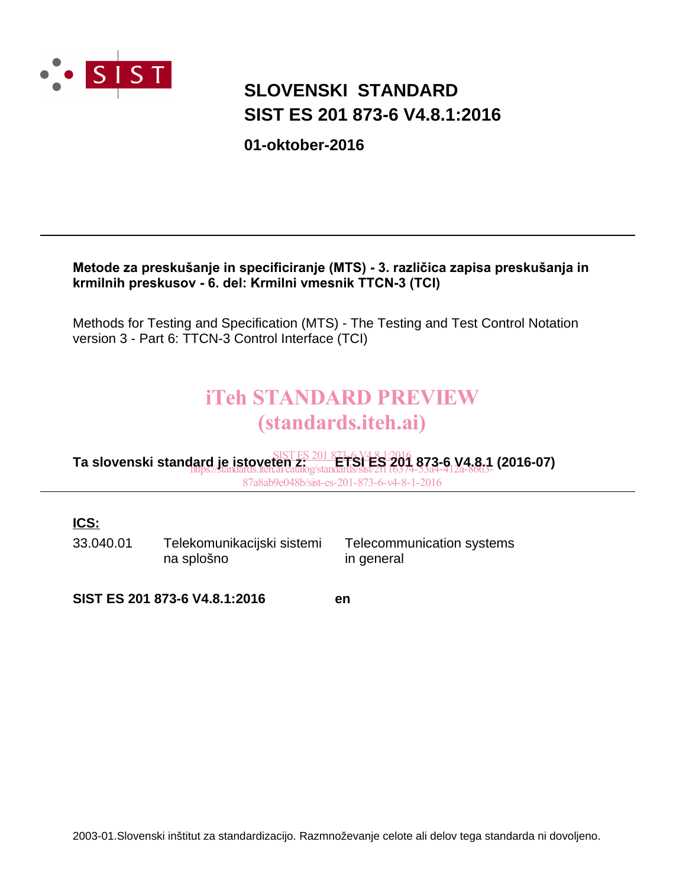# SLOVENSKI STANDARD
# SIST ES 201 873-6 V4.8.1:2016

**01-oktober-2016**

---

**Metode za preskušanje in specificiranje (MTS) - 3. različica zapisa preskušanja in krmilnih preskusov - 6. del: Krmilni vmesnik TTCN-3 (TCI)**

Methods for Testing and Specification (MTS) - The Testing and Test Control Notation version 3 - Part 6: TTCN-3 Control Interface (TCI)

iTeh STANDARD PREVIEW
(standards.iteh.ai)

SIST ES 201 873-6 V4.8.1:2016
https://standards.iteh.ai/catalog/standards/sist/2f116374-53a4-412a-8663-87a8ab9e048b/sist-es-201-873-6-v4-8-1-2016

**Ta slovenski standard je istoveten z: ETSI ES 201 873-6 V4.8.1 (2016-07)**

---

**ICS:**

| | | |
|---|---|---|
| 33.040.01 | Telekomunikacijski sistemi na splošno | Telecommunication systems in general |

**SIST ES 201 873-6 V4.8.1:2016 en**

2003-01.Slovenski inštitut za standardizacijo. Razmnoževanje celote ali delov tega standarda ni dovoljeno.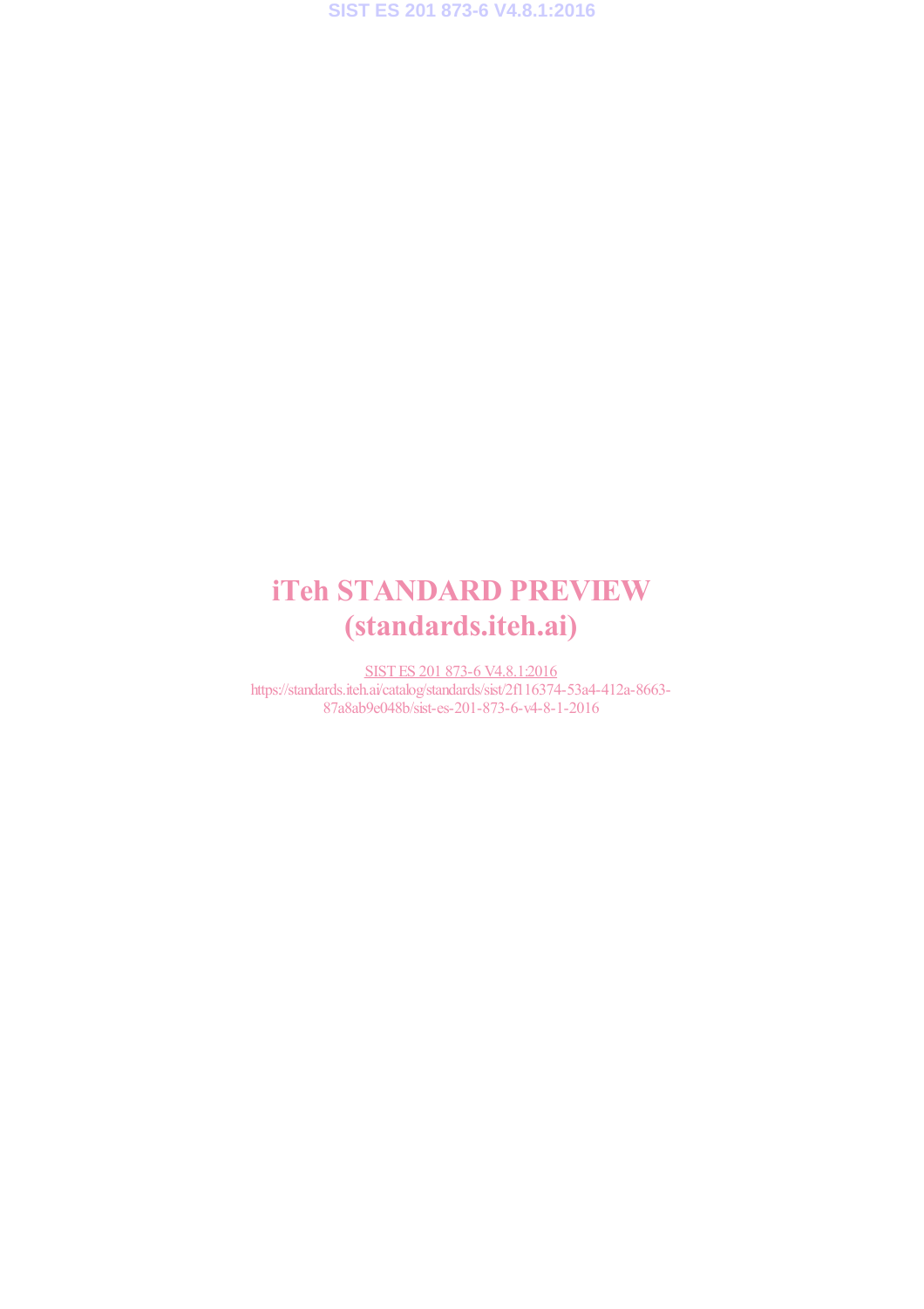iTeh STANDARD PREVIEW
(standards.iteh.ai)

SIST ES 201 873-6 V4.8.1:2016
https://standards.iteh.ai/catalog/standards/sist/2f116374-53a4-412a-8663-87a8ab9e048b/sist-es-201-873-6-v4-8-1-2016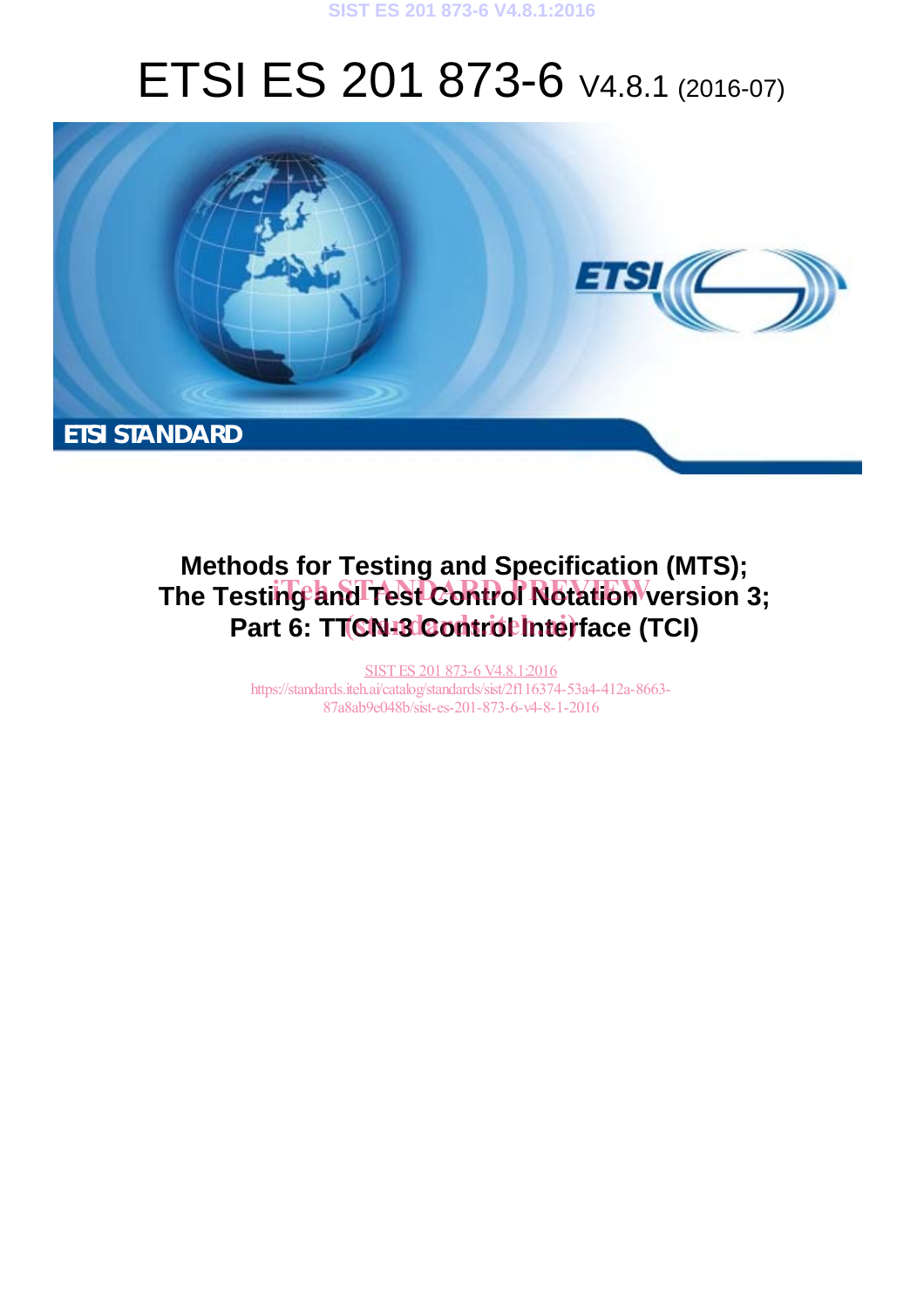# ETSI ES 201 873-6 V4.8.1 (2016-07)

ETSI STANDARD

**Methods for Testing and Specification (MTS);**
**The Testing and Test Control Notation version 3;**
**Part 6: TTCN-3 Control Interface (TCI)**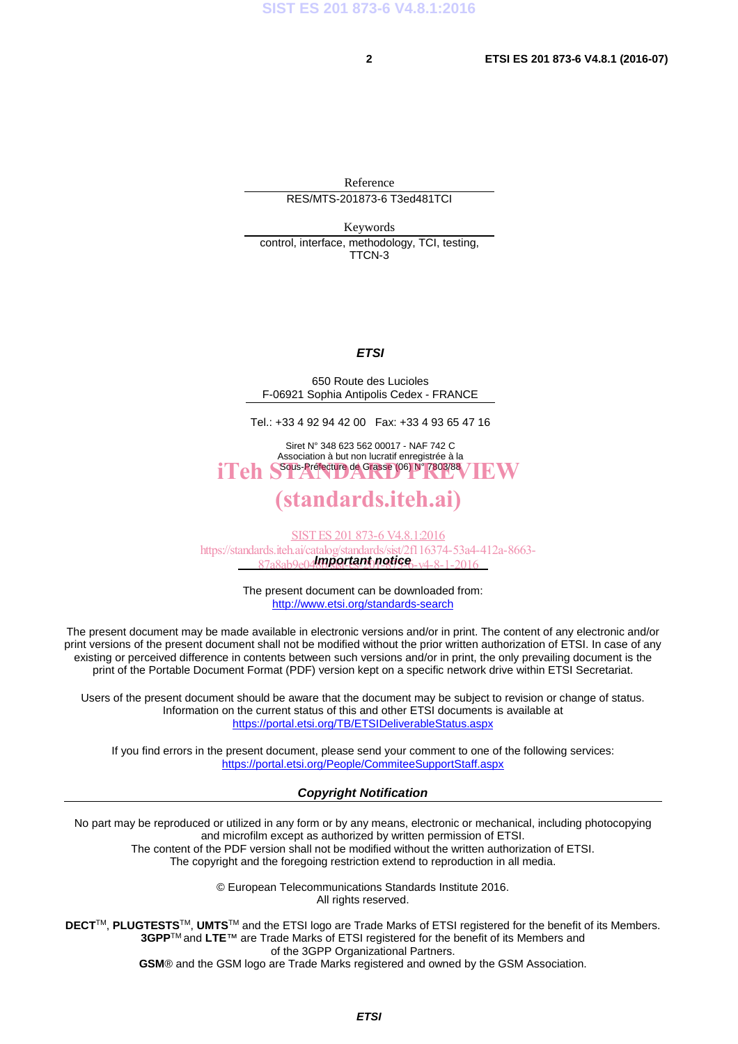Reference

RES/MTS-201873-6 T3ed481TCI

Keywords

control, interface, methodology, TCI, testing, TTCN-3

***ETSI***

650 Route des Lucioles
F-06921 Sophia Antipolis Cedex - FRANCE

Tel.: +33 4 92 94 42 00   Fax: +33 4 93 65 47 16

Siret N° 348 623 562 00017 - NAF 742 C
Association à but non lucratif enregistrée à la
Sous-Préfecture de Grasse (06) N° 7803/88

***Important notice***

The present document can be downloaded from:
http://www.etsi.org/standards-search

The present document may be made available in electronic versions and/or in print. The content of any electronic and/or print versions of the present document shall not be modified without the prior written authorization of ETSI. In case of any existing or perceived difference in contents between such versions and/or in print, the only prevailing document is the print of the Portable Document Format (PDF) version kept on a specific network drive within ETSI Secretariat.

Users of the present document should be aware that the document may be subject to revision or change of status. Information on the current status of this and other ETSI documents is available at
https://portal.etsi.org/TB/ETSIDeliverableStatus.aspx

If you find errors in the present document, please send your comment to one of the following services:
https://portal.etsi.org/People/CommiteeSupportStaff.aspx

***Copyright Notification***

No part may be reproduced or utilized in any form or by any means, electronic or mechanical, including photocopying and microfilm except as authorized by written permission of ETSI.
The content of the PDF version shall not be modified without the written authorization of ETSI.
The copyright and the foregoing restriction extend to reproduction in all media.

© European Telecommunications Standards Institute 2016.
All rights reserved.

**DECT**™, **PLUGTESTS**™, **UMTS**™ and the ETSI logo are Trade Marks of ETSI registered for the benefit of its Members.
**3GPP**™ and **LTE**™ are Trade Marks of ETSI registered for the benefit of its Members and of the 3GPP Organizational Partners.
**GSM**® and the GSM logo are Trade Marks registered and owned by the GSM Association.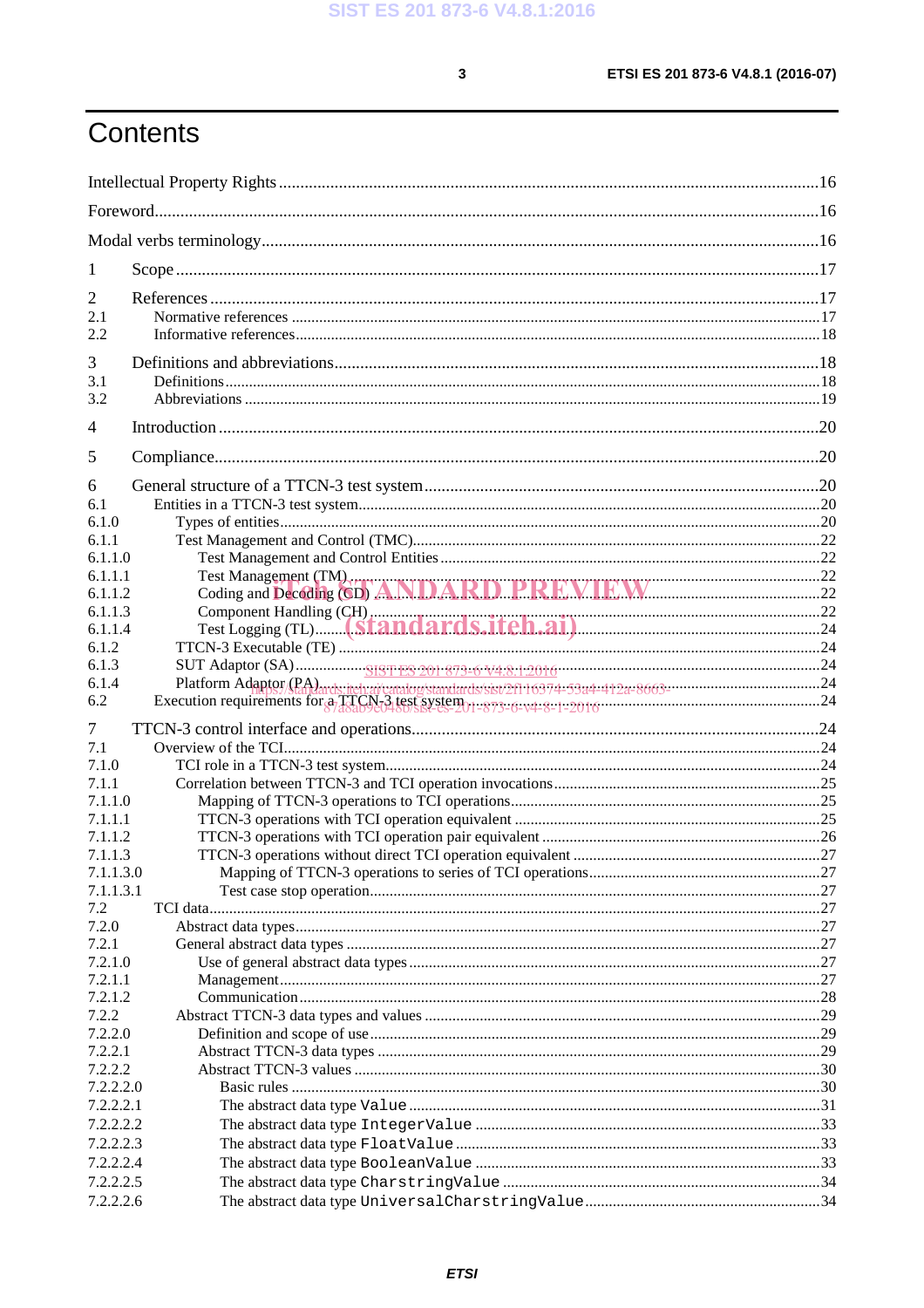# Contents

Intellectual Property Rights ........ 16
Foreword ........ 16
Modal verbs terminology ........ 16

1 Scope ........ 17

2 References ........ 17
2.1 Normative references ........ 17
2.2 Informative references ........ 18

3 Definitions and abbreviations ........ 18
3.1 Definitions ........ 18
3.2 Abbreviations ........ 19

4 Introduction ........ 20

5 Compliance ........ 20

6 General structure of a TTCN-3 test system ........ 20
6.1 Entities in a TTCN-3 test system ........ 20
6.1.0 Types of entities ........ 20
6.1.1 Test Management and Control (TMC) ........ 22
6.1.1.0 Test Management and Control Entities ........ 22
6.1.1.1 Test Management (TM) ........ 22
6.1.1.2 Coding and Decoding (CD) ........ 22
6.1.1.3 Component Handling (CH) ........ 22
6.1.1.4 Test Logging (TL) ........ 24
6.1.2 TTCN-3 Executable (TE) ........ 24
6.1.3 SUT Adaptor (SA) ........ 24
6.1.4 Platform Adaptor (PA) ........ 24
6.2 Execution requirements for a TTCN-3 test system ........ 24

7 TTCN-3 control interface and operations ........ 24
7.1 Overview of the TCI ........ 24
7.1.0 TCI role in a TTCN-3 test system ........ 24
7.1.1 Correlation between TTCN-3 and TCI operation invocations ........ 25
7.1.1.0 Mapping of TTCN-3 operations to TCI operations ........ 25
7.1.1.1 TTCN-3 operations with TCI operation equivalent ........ 25
7.1.1.2 TTCN-3 operations with TCI operation pair equivalent ........ 26
7.1.1.3 TTCN-3 operations without direct TCI operation equivalent ........ 27
7.1.1.3.0 Mapping of TTCN-3 operations to series of TCI operations ........ 27
7.1.1.3.1 Test case stop operation ........ 27
7.2 TCI data ........ 27
7.2.0 Abstract data types ........ 27
7.2.1 General abstract data types ........ 27
7.2.1.0 Use of general abstract data types ........ 27
7.2.1.1 Management ........ 27
7.2.1.2 Communication ........ 28
7.2.2 Abstract TTCN-3 data types and values ........ 29
7.2.2.0 Definition and scope of use ........ 29
7.2.2.1 Abstract TTCN-3 data types ........ 29
7.2.2.2 Abstract TTCN-3 values ........ 30
7.2.2.2.0 Basic rules ........ 30
7.2.2.2.1 The abstract data type `Value` ........ 31
7.2.2.2.2 The abstract data type `IntegerValue` ........ 33
7.2.2.2.3 The abstract data type `FloatValue` ........ 33
7.2.2.2.4 The abstract data type `BooleanValue` ........ 33
7.2.2.2.5 The abstract data type `CharstringValue` ........ 34
7.2.2.2.6 The abstract data type `UniversalCharstringValue` ........ 34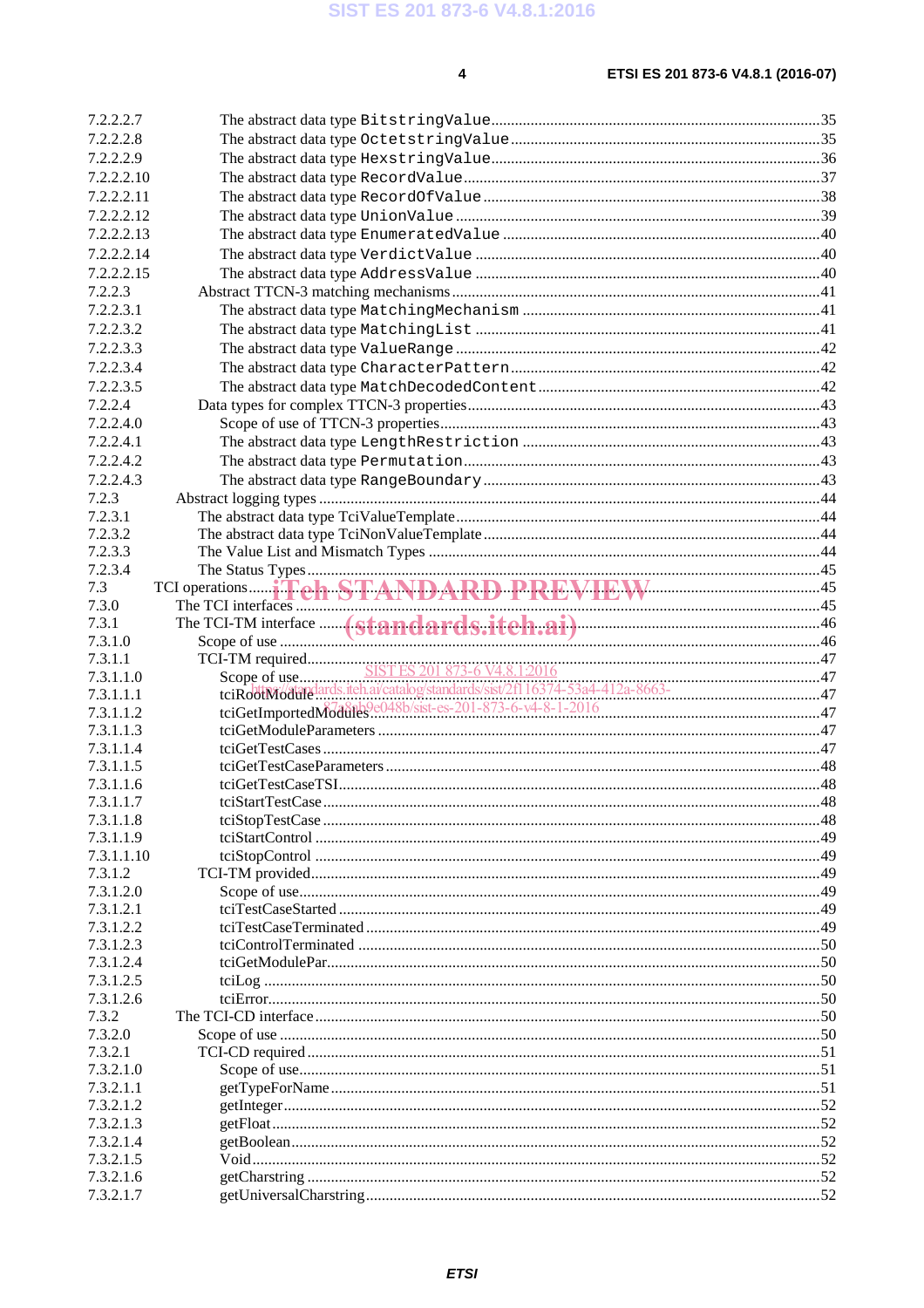7.2.2.2.7 The abstract data type BitstringValue ..... 35
7.2.2.2.8 The abstract data type OctetstringValue ..... 35
7.2.2.2.9 The abstract data type HexstringValue ..... 36
7.2.2.2.10 The abstract data type RecordValue ..... 37
7.2.2.2.11 The abstract data type RecordOfValue ..... 38
7.2.2.2.12 The abstract data type UnionValue ..... 39
7.2.2.2.13 The abstract data type EnumeratedValue ..... 40
7.2.2.2.14 The abstract data type VerdictValue ..... 40
7.2.2.2.15 The abstract data type AddressValue ..... 40
7.2.2.3 Abstract TTCN-3 matching mechanisms ..... 41
7.2.2.3.1 The abstract data type MatchingMechanism ..... 41
7.2.2.3.2 The abstract data type MatchingList ..... 41
7.2.2.3.3 The abstract data type ValueRange ..... 42
7.2.2.3.4 The abstract data type CharacterPattern ..... 42
7.2.2.3.5 The abstract data type MatchDecodedContent ..... 42
7.2.2.4 Data types for complex TTCN-3 properties ..... 43
7.2.2.4.0 Scope of use of TTCN-3 properties ..... 43
7.2.2.4.1 The abstract data type LengthRestriction ..... 43
7.2.2.4.2 The abstract data type Permutation ..... 43
7.2.2.4.3 The abstract data type RangeBoundary ..... 43
7.2.3 Abstract logging types ..... 44
7.2.3.1 The abstract data type TciValueTemplate ..... 44
7.2.3.2 The abstract data type TciNonValueTemplate ..... 44
7.2.3.3 The Value List and Mismatch Types ..... 44
7.2.3.4 The Status Types ..... 45
7.3 TCI operations ..... 45
7.3.0 The TCI interfaces ..... 45
7.3.1 The TCI-TM interface ..... 46
7.3.1.0 Scope of use ..... 46
7.3.1.1 TCI-TM required ..... 47
7.3.1.1.0 Scope of use ..... 47
7.3.1.1.1 tciRootModule ..... 47
7.3.1.1.2 tciGetImportedModules ..... 47
7.3.1.1.3 tciGetModuleParameters ..... 47
7.3.1.1.4 tciGetTestCases ..... 47
7.3.1.1.5 tciGetTestCaseParameters ..... 48
7.3.1.1.6 tciGetTestCaseTSI ..... 48
7.3.1.1.7 tciStartTestCase ..... 48
7.3.1.1.8 tciStopTestCase ..... 48
7.3.1.1.9 tciStartControl ..... 49
7.3.1.1.10 tciStopControl ..... 49
7.3.1.2 TCI-TM provided ..... 49
7.3.1.2.0 Scope of use ..... 49
7.3.1.2.1 tciTestCaseStarted ..... 49
7.3.1.2.2 tciTestCaseTerminated ..... 49
7.3.1.2.3 tciControlTerminated ..... 50
7.3.1.2.4 tciGetModulePar ..... 50
7.3.1.2.5 tciLog ..... 50
7.3.1.2.6 tciError ..... 50
7.3.2 The TCI-CD interface ..... 50
7.3.2.0 Scope of use ..... 50
7.3.2.1 TCI-CD required ..... 51
7.3.2.1.0 Scope of use ..... 51
7.3.2.1.1 getTypeForName ..... 51
7.3.2.1.2 getInteger ..... 52
7.3.2.1.3 getFloat ..... 52
7.3.2.1.4 getBoolean ..... 52
7.3.2.1.5 Void ..... 52
7.3.2.1.6 getCharstring ..... 52
7.3.2.1.7 getUniversalCharstring ..... 52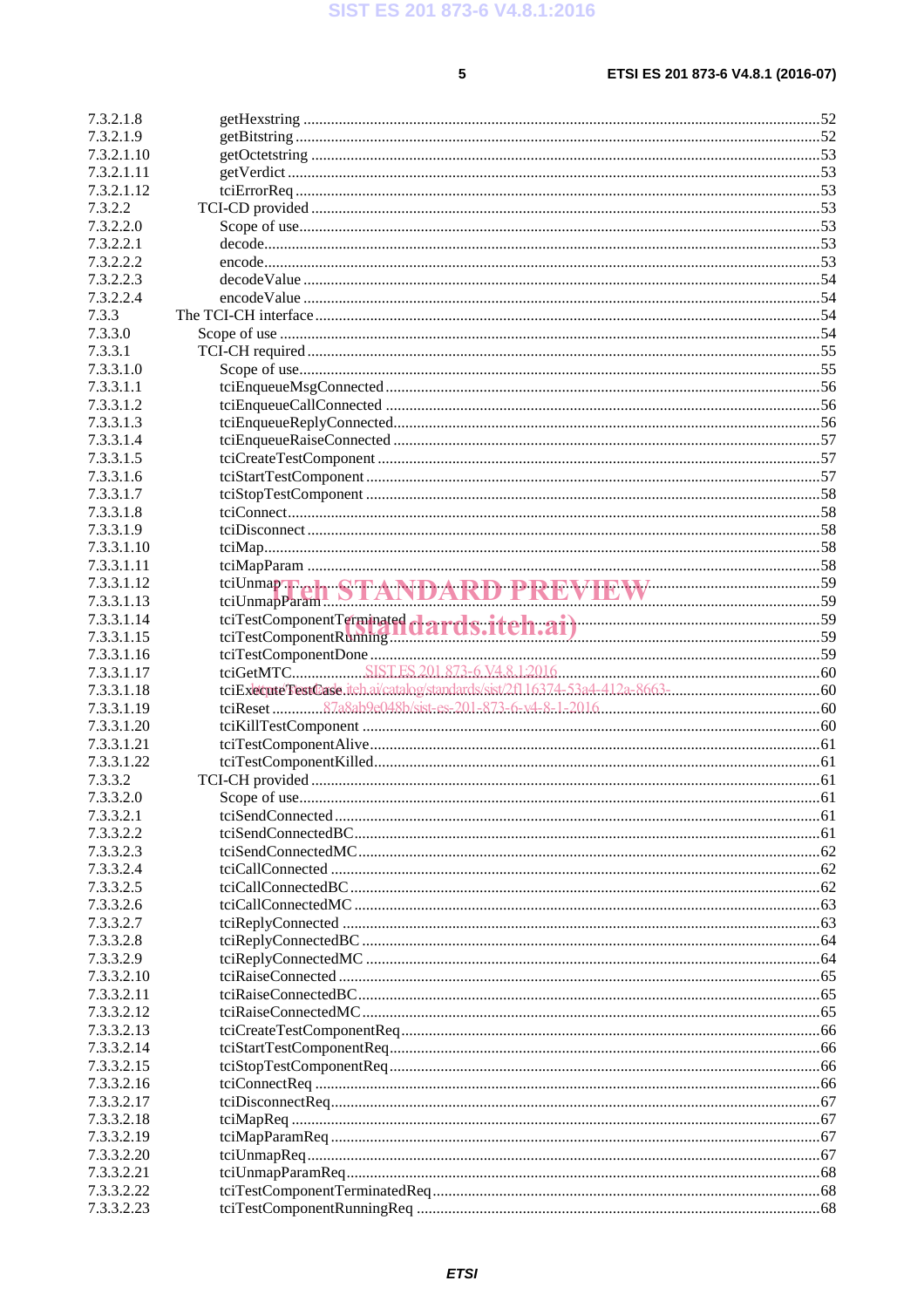7.3.2.1.8 getHexstring ....................................................................................................................................52
7.3.2.1.9 getBitstring .....................................................................................................................................52
7.3.2.1.10 getOctetstring ..................................................................................................................................53
7.3.2.1.11 getVerdict ........................................................................................................................................53
7.3.2.1.12 tciErrorReq .....................................................................................................................................53
7.3.2.2 TCI-CD provided ..................................................................................................................................53
7.3.2.2.0 Scope of use.....................................................................................................................................53
7.3.2.2.1 decode..............................................................................................................................................53
7.3.2.2.2 encode..............................................................................................................................................53
7.3.2.2.3 decodeValue ....................................................................................................................................54
7.3.2.2.4 encodeValue ....................................................................................................................................54
7.3.3 The TCI-CH interface ..................................................................................................................................54
7.3.3.0 Scope of use ..........................................................................................................................................54
7.3.3.1 TCI-CH required ...................................................................................................................................55
7.3.3.1.0 Scope of use.....................................................................................................................................55
7.3.3.1.1 tciEnqueueMsgConnected ...............................................................................................................56
7.3.3.1.2 tciEnqueueCallConnected ...............................................................................................................56
7.3.3.1.3 tciEnqueueReplyConnected.............................................................................................................56
7.3.3.1.4 tciEnqueueRaiseConnected .............................................................................................................57
7.3.3.1.5 tciCreateTestComponent .................................................................................................................57
7.3.3.1.6 tciStartTestComponent ....................................................................................................................57
7.3.3.1.7 tciStopTestComponent ....................................................................................................................58
7.3.3.1.8 tciConnect........................................................................................................................................58
7.3.3.1.9 tciDisconnect ...................................................................................................................................58
7.3.3.1.10 tciMap..............................................................................................................................................58
7.3.3.1.11 tciMapParam ...................................................................................................................................58
7.3.3.1.12 tciUnmap .........................................................................................................................................59
7.3.3.1.13 tciUnmapParam ...............................................................................................................................59
7.3.3.1.14 tciTestComponentTerminated .........................................................................................................59
7.3.3.1.15 tciTestComponentRunning ..............................................................................................................59
7.3.3.1.16 tciTestComponentDone ...................................................................................................................59
7.3.3.1.17 tciGetMTC.......................................................................................................................................60
7.3.3.1.18 tciExecuteTestCase ..........................................................................................................................60
7.3.3.1.19 tciReset ............................................................................................................................................60
7.3.3.1.20 tciKillTestComponent .....................................................................................................................60
7.3.3.1.21 tciTestComponentAlive...................................................................................................................61
7.3.3.1.22 tciTestComponentKilled..................................................................................................................61
7.3.3.2 TCI-CH provided ..................................................................................................................................61
7.3.3.2.0 Scope of use.....................................................................................................................................61
7.3.3.2.1 tciSendConnected ............................................................................................................................61
7.3.3.2.2 tciSendConnectedBC.......................................................................................................................61
7.3.3.2.3 tciSendConnectedMC......................................................................................................................62
7.3.3.2.4 tciCallConnected .............................................................................................................................62
7.3.3.2.5 tciCallConnectedBC ........................................................................................................................62
7.3.3.2.6 tciCallConnectedMC .......................................................................................................................63
7.3.3.2.7 tciReplyConnected ..........................................................................................................................63
7.3.3.2.8 tciReplyConnectedBC .....................................................................................................................64
7.3.3.2.9 tciReplyConnectedMC ....................................................................................................................64
7.3.3.2.10 tciRaiseConnected ...........................................................................................................................65
7.3.3.2.11 tciRaiseConnectedBC......................................................................................................................65
7.3.3.2.12 tciRaiseConnectedMC .....................................................................................................................65
7.3.3.2.13 tciCreateTestComponentReq...........................................................................................................66
7.3.3.2.14 tciStartTestComponentReq..............................................................................................................66
7.3.3.2.15 tciStopTestComponentReq..............................................................................................................66
7.3.3.2.16 tciConnectReq .................................................................................................................................66
7.3.3.2.17 tciDisconnectReq.............................................................................................................................67
7.3.3.2.18 tciMapReq .......................................................................................................................................67
7.3.3.2.19 tciMapParamReq .............................................................................................................................67
7.3.3.2.20 tciUnmapReq ...................................................................................................................................67
7.3.3.2.21 tciUnmapParamReq.........................................................................................................................68
7.3.3.2.22 tciTestComponentTerminatedReq...................................................................................................68
7.3.3.2.23 tciTestComponentRunningReq .......................................................................................................68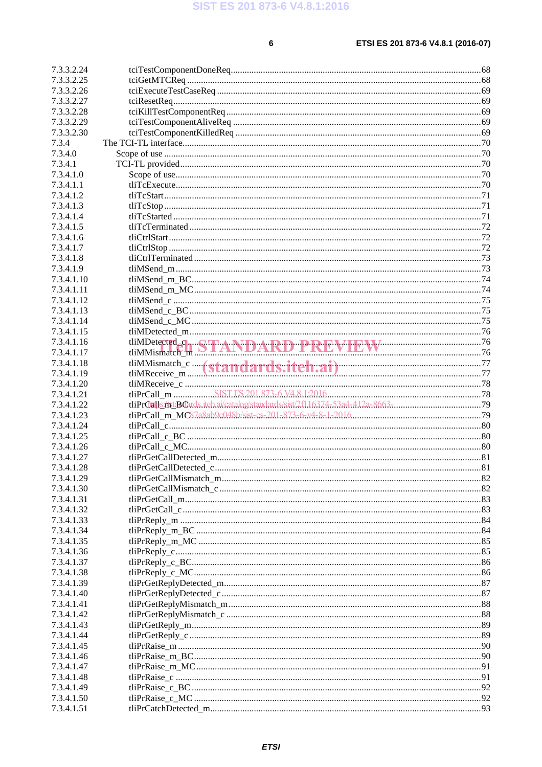7.3.3.2.24 tciTestComponentDoneReq....68
7.3.3.2.25 tciGetMTCReq....68
7.3.3.2.26 tciExecuteTestCaseReq....69
7.3.3.2.27 tciResetReq....69
7.3.3.2.28 tciKillTestComponentReq....69
7.3.3.2.29 tciTestComponentAliveReq....69
7.3.3.2.30 tciTestComponentKilledReq....69
7.3.4 The TCI-TL interface....70
7.3.4.0 Scope of use....70
7.3.4.1 TCI-TL provided....70
7.3.4.1.0 Scope of use....70
7.3.4.1.1 tliTcExecute....70
7.3.4.1.2 tliTcStart....71
7.3.4.1.3 tliTcStop....71
7.3.4.1.4 tliTcStarted....71
7.3.4.1.5 tliTcTerminated....72
7.3.4.1.6 tliCtrlStart....72
7.3.4.1.7 tliCtrlStop....72
7.3.4.1.8 tliCtrlTerminated....73
7.3.4.1.9 tliMSend_m....73
7.3.4.1.10 tliMSend_m_BC....74
7.3.4.1.11 tliMSend_m_MC....74
7.3.4.1.12 tliMSend_c....75
7.3.4.1.13 tliMSend_c_BC....75
7.3.4.1.14 tliMSend_c_MC....75
7.3.4.1.15 tliMDetected_m....76
7.3.4.1.16 tliMDetected_c....76
7.3.4.1.17 tliMMismatch_m....76
7.3.4.1.18 tliMMismatch_c....77
7.3.4.1.19 tliMReceive_m....77
7.3.4.1.20 tliMReceive_c....78
7.3.4.1.21 tliPrCall_m....78
7.3.4.1.22 tliPrCall_m_BC....79
7.3.4.1.23 tliPrCall_m_MC....79
7.3.4.1.24 tliPrCall_c....80
7.3.4.1.25 tliPrCall_c_BC....80
7.3.4.1.26 tliPrCall_c_MC....80
7.3.4.1.27 tliPrGetCallDetected_m....81
7.3.4.1.28 tliPrGetCallDetected_c....81
7.3.4.1.29 tliPrGetCallMismatch_m....82
7.3.4.1.30 tliPrGetCallMismatch_c....82
7.3.4.1.31 tliPrGetCall_m....83
7.3.4.1.32 tliPrGetCall_c....83
7.3.4.1.33 tliPrReply_m....84
7.3.4.1.34 tliPrReply_m_BC....84
7.3.4.1.35 tliPrReply_m_MC....85
7.3.4.1.36 tliPrReply_c....85
7.3.4.1.37 tliPrReply_c_BC....86
7.3.4.1.38 tliPrReply_c_MC....86
7.3.4.1.39 tliPrGetReplyDetected_m....87
7.3.4.1.40 tliPrGetReplyDetected_c....87
7.3.4.1.41 tliPrGetReplyMismatch_m....88
7.3.4.1.42 tliPrGetReplyMismatch_c....88
7.3.4.1.43 tliPrGetReply_m....89
7.3.4.1.44 tliPrGetReply_c....89
7.3.4.1.45 tliPrRaise_m....90
7.3.4.1.46 tliPrRaise_m_BC....90
7.3.4.1.47 tliPrRaise_m_MC....91
7.3.4.1.48 tliPrRaise_c....91
7.3.4.1.49 tliPrRaise_c_BC....92
7.3.4.1.50 tliPrRaise_c_MC....92
7.3.4.1.51 tliPrCatchDetected_m....93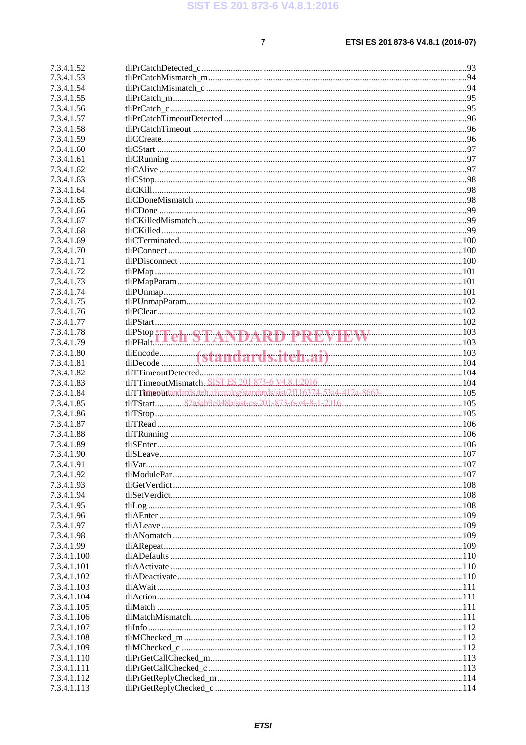| | | |
|---|---|---|
| 7.3.4.1.52 | tliPrCatchDetected_c | 93 |
| 7.3.4.1.53 | tliPrCatchMismatch_m | 94 |
| 7.3.4.1.54 | tliPrCatchMismatch_c | 94 |
| 7.3.4.1.55 | tliPrCatch_m | 95 |
| 7.3.4.1.56 | tliPrCatch_c | 95 |
| 7.3.4.1.57 | tliPrCatchTimeoutDetected | 96 |
| 7.3.4.1.58 | tliPrCatchTimeout | 96 |
| 7.3.4.1.59 | tliCCreate | 96 |
| 7.3.4.1.60 | tliCStart | 97 |
| 7.3.4.1.61 | tliCRunning | 97 |
| 7.3.4.1.62 | tliCAlive | 97 |
| 7.3.4.1.63 | tliCStop | 98 |
| 7.3.4.1.64 | tliCKill | 98 |
| 7.3.4.1.65 | tliCDoneMismatch | 98 |
| 7.3.4.1.66 | tliCDone | 99 |
| 7.3.4.1.67 | tliCKilledMismatch | 99 |
| 7.3.4.1.68 | tliCKilled | 99 |
| 7.3.4.1.69 | tliCTerminated | 100 |
| 7.3.4.1.70 | tliPConnect | 100 |
| 7.3.4.1.71 | tliPDisconnect | 100 |
| 7.3.4.1.72 | tliPMap | 101 |
| 7.3.4.1.73 | tliPMapParam | 101 |
| 7.3.4.1.74 | tliPUnmap | 101 |
| 7.3.4.1.75 | tliPUnmapParam | 102 |
| 7.3.4.1.76 | tliPClear | 102 |
| 7.3.4.1.77 | tliPStart | 102 |
| 7.3.4.1.78 | tliPStop | 103 |
| 7.3.4.1.79 | tliPHalt | 103 |
| 7.3.4.1.80 | tliEncode | 103 |
| 7.3.4.1.81 | tliDecode | 104 |
| 7.3.4.1.82 | tliTTimeoutDetected | 104 |
| 7.3.4.1.83 | tliTTimeoutMismatch | 104 |
| 7.3.4.1.84 | tliTTimeout | 105 |
| 7.3.4.1.85 | tliTStart | 105 |
| 7.3.4.1.86 | tliTStop | 105 |
| 7.3.4.1.87 | tliTRead | 106 |
| 7.3.4.1.88 | tliTRunning | 106 |
| 7.3.4.1.89 | tliSEnter | 106 |
| 7.3.4.1.90 | tliSLeave | 107 |
| 7.3.4.1.91 | tliVar | 107 |
| 7.3.4.1.92 | tliModulePar | 107 |
| 7.3.4.1.93 | tliGetVerdict | 108 |
| 7.3.4.1.94 | tliSetVerdict | 108 |
| 7.3.4.1.95 | tliLog | 108 |
| 7.3.4.1.96 | tliAEnter | 109 |
| 7.3.4.1.97 | tliALeave | 109 |
| 7.3.4.1.98 | tliANomatch | 109 |
| 7.3.4.1.99 | tliARepeat | 109 |
| 7.3.4.1.100 | tliADefaults | 110 |
| 7.3.4.1.101 | tliAActivate | 110 |
| 7.3.4.1.102 | tliADeactivate | 110 |
| 7.3.4.1.103 | tliAWait | 111 |
| 7.3.4.1.104 | tliAction | 111 |
| 7.3.4.1.105 | tliMatch | 111 |
| 7.3.4.1.106 | tliMatchMismatch | 111 |
| 7.3.4.1.107 | tliInfo | 112 |
| 7.3.4.1.108 | tliMChecked_m | 112 |
| 7.3.4.1.109 | tliMChecked_c | 112 |
| 7.3.4.1.110 | tliPrGetCallChecked_m | 113 |
| 7.3.4.1.111 | tliPrGetCallChecked_c | 113 |
| 7.3.4.1.112 | tliPrGetReplyChecked_m | 114 |
| 7.3.4.1.113 | tliPrGetReplyChecked_c | 114 |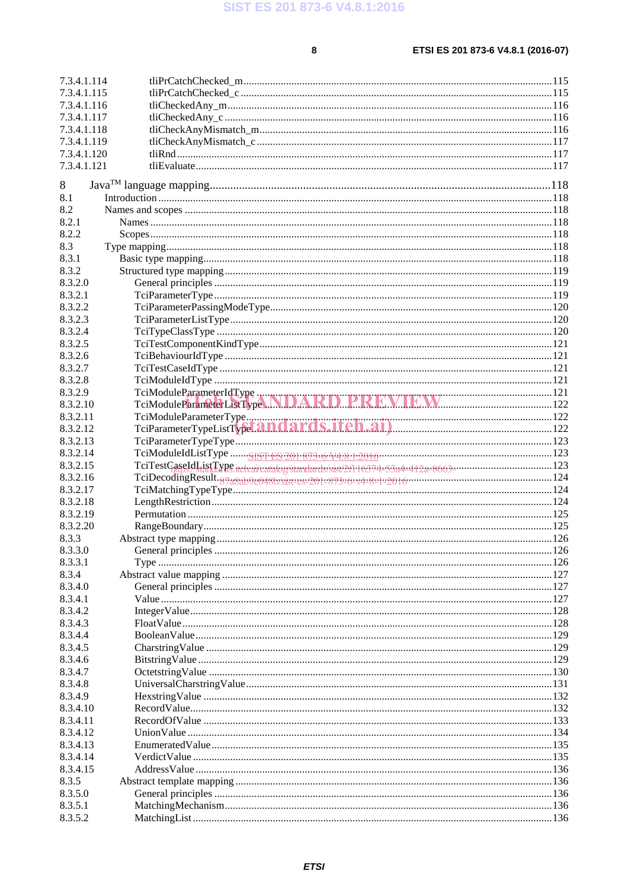| | | |
|---|---|---|
| 7.3.4.1.114 | tliPrCatchChecked_m | 115 |
| 7.3.4.1.115 | tliPrCatchChecked_c | 115 |
| 7.3.4.1.116 | tliCheckedAny_m | 116 |
| 7.3.4.1.117 | tliCheckedAny_c | 116 |
| 7.3.4.1.118 | tliCheckAnyMismatch_m | 116 |
| 7.3.4.1.119 | tliCheckAnyMismatch_c | 117 |
| 7.3.4.1.120 | tliRnd | 117 |
| 7.3.4.1.121 | tliEvaluate | 117 |
| 8 | Java™ language mapping | 118 |
| 8.1 | Introduction | 118 |
| 8.2 | Names and scopes | 118 |
| 8.2.1 | Names | 118 |
| 8.2.2 | Scopes | 118 |
| 8.3 | Type mapping | 118 |
| 8.3.1 | Basic type mapping | 118 |
| 8.3.2 | Structured type mapping | 119 |
| 8.3.2.0 | General principles | 119 |
| 8.3.2.1 | TciParameterType | 119 |
| 8.3.2.2 | TciParameterPassingModeType | 120 |
| 8.3.2.3 | TciParameterListType | 120 |
| 8.3.2.4 | TciTypeClassType | 120 |
| 8.3.2.5 | TciTestComponentKindType | 121 |
| 8.3.2.6 | TciBehaviourIdType | 121 |
| 8.3.2.7 | TciTestCaseIdType | 121 |
| 8.3.2.8 | TciModuleIdType | 121 |
| 8.3.2.9 | TciModuleParameterIdType | 121 |
| 8.3.2.10 | TciModuleParameterListType | 122 |
| 8.3.2.11 | TciModuleParameterType | 122 |
| 8.3.2.12 | TciParameterTypeListType | 122 |
| 8.3.2.13 | TciParameterTypeType | 123 |
| 8.3.2.14 | TciModuleIdListType | 123 |
| 8.3.2.15 | TciTestCaseIdListType | 123 |
| 8.3.2.16 | TciDecodingResult | 124 |
| 8.3.2.17 | TciMatchingTypeType | 124 |
| 8.3.2.18 | LengthRestriction | 124 |
| 8.3.2.19 | Permutation | 125 |
| 8.3.2.20 | RangeBoundary | 125 |
| 8.3.3 | Abstract type mapping | 126 |
| 8.3.3.0 | General principles | 126 |
| 8.3.3.1 | Type | 126 |
| 8.3.4 | Abstract value mapping | 127 |
| 8.3.4.0 | General principles | 127 |
| 8.3.4.1 | Value | 127 |
| 8.3.4.2 | IntegerValue | 128 |
| 8.3.4.3 | FloatValue | 128 |
| 8.3.4.4 | BooleanValue | 129 |
| 8.3.4.5 | CharstringValue | 129 |
| 8.3.4.6 | BitstringValue | 129 |
| 8.3.4.7 | OctetstringValue | 130 |
| 8.3.4.8 | UniversalCharstringValue | 131 |
| 8.3.4.9 | HexstringValue | 132 |
| 8.3.4.10 | RecordValue | 132 |
| 8.3.4.11 | RecordOfValue | 133 |
| 8.3.4.12 | UnionValue | 134 |
| 8.3.4.13 | EnumeratedValue | 135 |
| 8.3.4.14 | VerdictValue | 135 |
| 8.3.4.15 | AddressValue | 136 |
| 8.3.5 | Abstract template mapping | 136 |
| 8.3.5.0 | General principles | 136 |
| 8.3.5.1 | MatchingMechanism | 136 |
| 8.3.5.2 | MatchingList | 136 |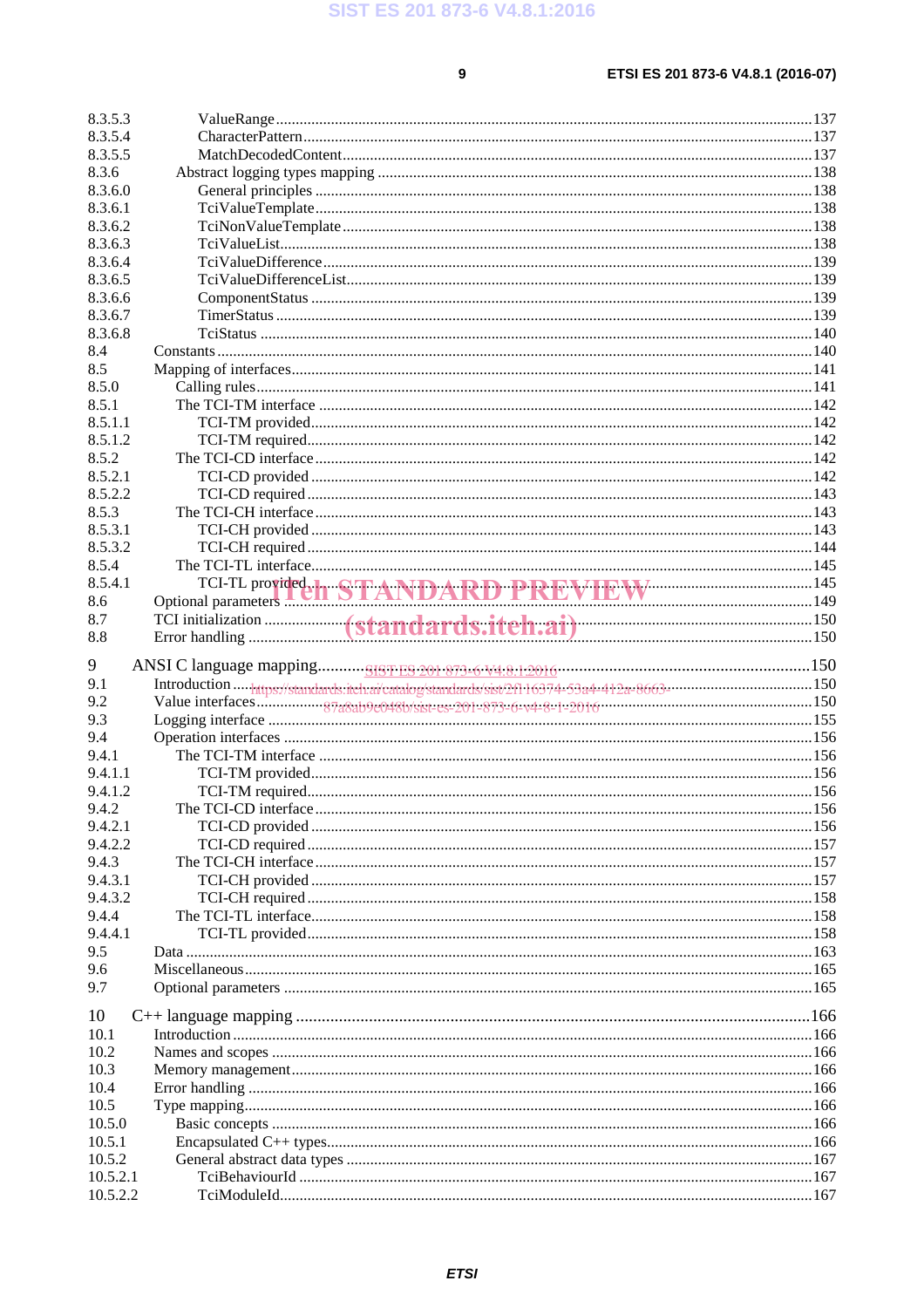8.3.5.3 ValueRange .....................................................................................................................................137
8.3.5.4 CharacterPattern ..............................................................................................................................137
8.3.5.5 MatchDecodedContent .....................................................................................................................137
8.3.6 Abstract logging types mapping ...........................................................................................................138
8.3.6.0 General principles ............................................................................................................................138
8.3.6.1 TciValueTemplate ............................................................................................................................138
8.3.6.2 TciNonValueTemplate .....................................................................................................................138
8.3.6.3 TciValueList .....................................................................................................................................138
8.3.6.4 TciValueDifference ..........................................................................................................................139
8.3.6.5 TciValueDifferenceList ....................................................................................................................139
8.3.6.6 ComponentStatus .............................................................................................................................139
8.3.6.7 TimerStatus ......................................................................................................................................139
8.3.6.8 TciStatus ..........................................................................................................................................140
8.4 Constants ....................................................................................................................................................140
8.5 Mapping of interfaces .................................................................................................................................141
8.5.0 Calling rules ..........................................................................................................................................141
8.5.1 The TCI-TM interface ...........................................................................................................................142
8.5.1.1 TCI-TM provided .............................................................................................................................142
8.5.1.2 TCI-TM required ..............................................................................................................................142
8.5.2 The TCI-CD interface ............................................................................................................................142
8.5.2.1 TCI-CD provided ..............................................................................................................................142
8.5.2.2 TCI-CD required ..............................................................................................................................143
8.5.3 The TCI-CH interface ............................................................................................................................143
8.5.3.1 TCI-CH provided .............................................................................................................................143
8.5.3.2 TCI-CH required ..............................................................................................................................144
8.5.4 The TCI-TL interface ............................................................................................................................145
8.5.4.1 TCI-TL provided ..............................................................................................................................145
8.6 Optional parameters ...................................................................................................................................149
8.7 TCI initialization ........................................................................................................................................150
8.8 Error handling ............................................................................................................................................150

9 ANSI C language mapping ..........................................................................................................................150
9.1 Introduction ................................................................................................................................................150
9.2 Value interfaces ..........................................................................................................................................150
9.3 Logging interface .......................................................................................................................................155
9.4 Operation interfaces ...................................................................................................................................156
9.4.1 The TCI-TM interface ...........................................................................................................................156
9.4.1.1 TCI-TM provided .............................................................................................................................156
9.4.1.2 TCI-TM required ..............................................................................................................................156
9.4.2 The TCI-CD interface ............................................................................................................................156
9.4.2.1 TCI-CD provided ..............................................................................................................................156
9.4.2.2 TCI-CD required ..............................................................................................................................157
9.4.3 The TCI-CH interface ............................................................................................................................157
9.4.3.1 TCI-CH provided .............................................................................................................................157
9.4.3.2 TCI-CH required ..............................................................................................................................158
9.4.4 The TCI-TL interface ............................................................................................................................158
9.4.4.1 TCI-TL provided ..............................................................................................................................158
9.5 Data ............................................................................................................................................................163
9.6 Miscellaneous .............................................................................................................................................165
9.7 Optional parameters ...................................................................................................................................165

10 C++ language mapping ...............................................................................................................................166
10.1 Introduction ................................................................................................................................................166
10.2 Names and scopes .......................................................................................................................................166
10.3 Memory management .................................................................................................................................166
10.4 Error handling .............................................................................................................................................166
10.5 Type mapping .............................................................................................................................................166
10.5.0 Basic concepts .......................................................................................................................................166
10.5.1 Encapsulated C++ types .........................................................................................................................166
10.5.2 General abstract data types ....................................................................................................................167
10.5.2.1 TciBehaviourId ................................................................................................................................167
10.5.2.2 TciModuleId .....................................................................................................................................167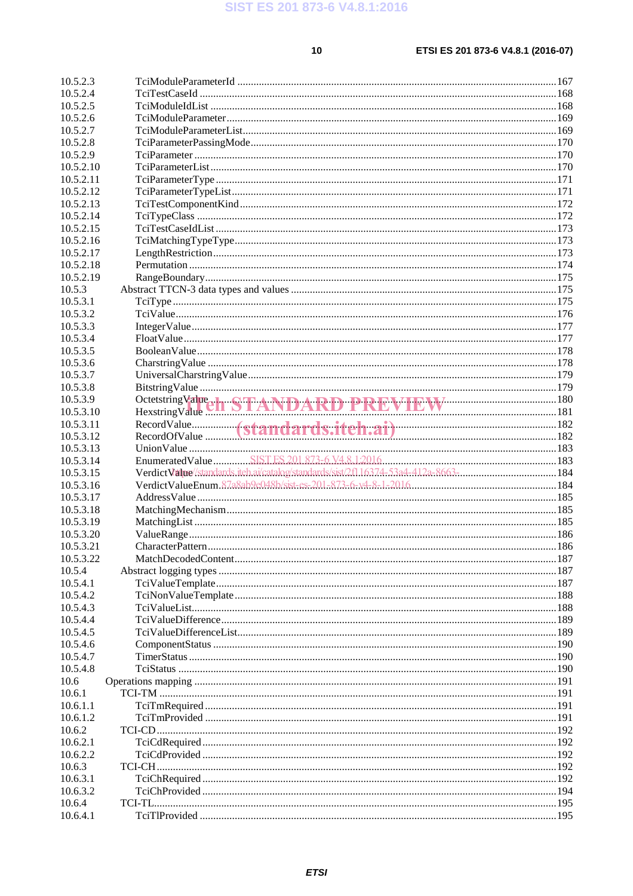| | | |
|---|---|---|
| 10.5.2.3 | TciModuleParameterId | 167 |
| 10.5.2.4 | TciTestCaseId | 168 |
| 10.5.2.5 | TciModuleIdList | 168 |
| 10.5.2.6 | TciModuleParameter | 169 |
| 10.5.2.7 | TciModuleParameterList | 169 |
| 10.5.2.8 | TciParameterPassingMode | 170 |
| 10.5.2.9 | TciParameter | 170 |
| 10.5.2.10 | TciParameterList | 170 |
| 10.5.2.11 | TciParameterType | 171 |
| 10.5.2.12 | TciParameterTypeList | 171 |
| 10.5.2.13 | TciTestComponentKind | 172 |
| 10.5.2.14 | TciTypeClass | 172 |
| 10.5.2.15 | TciTestCaseIdList | 173 |
| 10.5.2.16 | TciMatchingTypeType | 173 |
| 10.5.2.17 | LengthRestriction | 173 |
| 10.5.2.18 | Permutation | 174 |
| 10.5.2.19 | RangeBoundary | 175 |
| 10.5.3 | Abstract TTCN-3 data types and values | 175 |
| 10.5.3.1 | TciType | 175 |
| 10.5.3.2 | TciValue | 176 |
| 10.5.3.3 | IntegerValue | 177 |
| 10.5.3.4 | FloatValue | 177 |
| 10.5.3.5 | BooleanValue | 178 |
| 10.5.3.6 | CharstringValue | 178 |
| 10.5.3.7 | UniversalCharstringValue | 179 |
| 10.5.3.8 | BitstringValue | 179 |
| 10.5.3.9 | OctetstringValue | 180 |
| 10.5.3.10 | HexstringValue | 181 |
| 10.5.3.11 | RecordValue | 182 |
| 10.5.3.12 | RecordOfValue | 182 |
| 10.5.3.13 | UnionValue | 183 |
| 10.5.3.14 | EnumeratedValue | 183 |
| 10.5.3.15 | VerdictValue | 184 |
| 10.5.3.16 | VerdictValueEnum | 184 |
| 10.5.3.17 | AddressValue | 185 |
| 10.5.3.18 | MatchingMechanism | 185 |
| 10.5.3.19 | MatchingList | 185 |
| 10.5.3.20 | ValueRange | 186 |
| 10.5.3.21 | CharacterPattern | 186 |
| 10.5.3.22 | MatchDecodedContent | 187 |
| 10.5.4 | Abstract logging types | 187 |
| 10.5.4.1 | TciValueTemplate | 187 |
| 10.5.4.2 | TciNonValueTemplate | 188 |
| 10.5.4.3 | TciValueList | 188 |
| 10.5.4.4 | TciValueDifference | 189 |
| 10.5.4.5 | TciValueDifferenceList | 189 |
| 10.5.4.6 | ComponentStatus | 190 |
| 10.5.4.7 | TimerStatus | 190 |
| 10.5.4.8 | TciStatus | 190 |
| 10.6 | Operations mapping | 191 |
| 10.6.1 | TCI-TM | 191 |
| 10.6.1.1 | TciTmRequired | 191 |
| 10.6.1.2 | TciTmProvided | 191 |
| 10.6.2 | TCI-CD | 192 |
| 10.6.2.1 | TciCdRequired | 192 |
| 10.6.2.2 | TciCdProvided | 192 |
| 10.6.3 | TCI-CH | 192 |
| 10.6.3.1 | TciChRequired | 192 |
| 10.6.3.2 | TciChProvided | 194 |
| 10.6.4 | TCI-TL | 195 |
| 10.6.4.1 | TciTlProvided | 195 |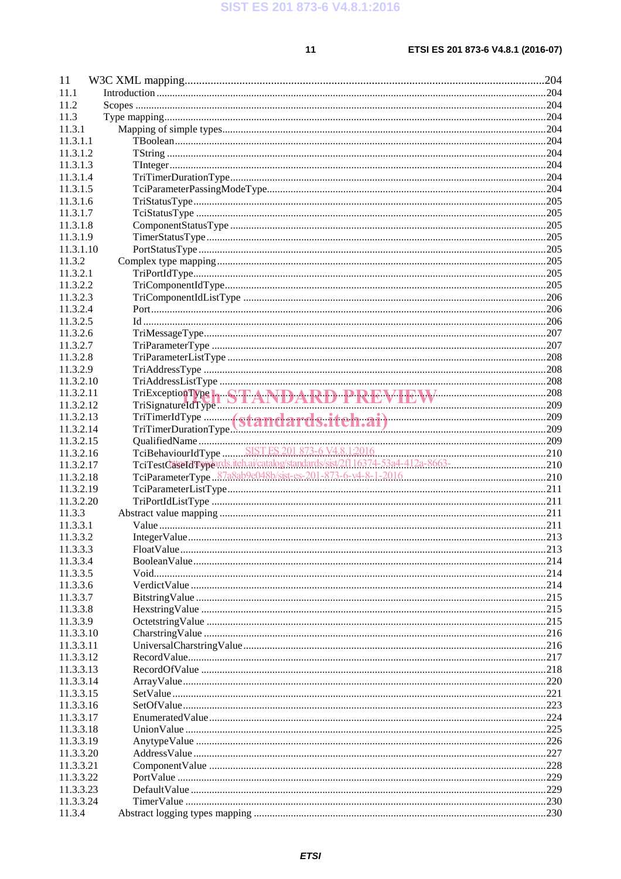11 W3C XML mapping........................................................................................................................204
11.1 Introduction ..........................................................................................................................204
11.2 Scopes ..................................................................................................................................204
11.3 Type mapping........................................................................................................................204
11.3.1 Mapping of simple types..................................................................................................204
11.3.1.1 TBoolean.........................................................................................................................204
11.3.1.2 TString ............................................................................................................................204
11.3.1.3 TInteger...........................................................................................................................204
11.3.1.4 TriTimerDurationType.....................................................................................................204
11.3.1.5 TciParameterPassingModeType.......................................................................................204
11.3.1.6 TriStatusType...................................................................................................................205
11.3.1.7 TciStatusType ..................................................................................................................205
11.3.1.8 ComponentStatusType .....................................................................................................205
11.3.1.9 TimerStatusType..............................................................................................................205
11.3.1.10 PortStatusType ................................................................................................................205
11.3.2 Complex type mapping.....................................................................................................205
11.3.2.1 TriPortIdType...................................................................................................................205
11.3.2.2 TriComponentIdType.......................................................................................................205
11.3.2.3 TriComponentIdListType ................................................................................................206
11.3.2.4 Port..................................................................................................................................206
11.3.2.5 Id .....................................................................................................................................206
11.3.2.6 TriMessageType...............................................................................................................207
11.3.2.7 TriParameterType ............................................................................................................207
11.3.2.8 TriParameterListType ......................................................................................................208
11.3.2.9 TriAddressType ...............................................................................................................208
11.3.2.10 TriAddressListType .........................................................................................................208
11.3.2.11 TriExceptionType ............................................................................................................208
11.3.2.12 TriSignatureIdType..........................................................................................................209
11.3.2.13 TriTimerIdType ...............................................................................................................209
11.3.2.14 TriTimerDurationType......................................................................................................209
11.3.2.15 QualifiedName .................................................................................................................209
11.3.2.16 TciBehaviourIdType ........................................................................................................210
11.3.2.17 TciTestCaseIdType ..........................................................................................................210
11.3.2.18 TciParameterType ............................................................................................................210
11.3.2.19 TciParameterListType......................................................................................................211
11.3.2.20 TriPortIdListType ............................................................................................................211
11.3.3 Abstract value mapping ....................................................................................................211
11.3.3.1 Value ...............................................................................................................................211
11.3.3.2 IntegerValue.....................................................................................................................213
11.3.3.3 FloatValue........................................................................................................................213
11.3.3.4 BooleanValue...................................................................................................................214
11.3.3.5 Void.................................................................................................................................214
11.3.3.6 VerdictValue ....................................................................................................................214
11.3.3.7 BitstringValue ..................................................................................................................215
11.3.3.8 HexstringValue ................................................................................................................215
11.3.3.9 OctetstringValue ..............................................................................................................215
11.3.3.10 CharstringValue ...............................................................................................................216
11.3.3.11 UniversalCharstringValue................................................................................................216
11.3.3.12 RecordValue.....................................................................................................................217
11.3.3.13 RecordOfValue ................................................................................................................218
11.3.3.14 ArrayValue.......................................................................................................................220
11.3.3.15 SetValue...........................................................................................................................221
11.3.3.16 SetOfValue.......................................................................................................................223
11.3.3.17 EnumeratedValue.............................................................................................................224
11.3.3.18 UnionValue ......................................................................................................................225
11.3.3.19 AnytypeValue ..................................................................................................................226
11.3.3.20 AddressValue ...................................................................................................................227
11.3.3.21 ComponentValue .............................................................................................................228
11.3.3.22 PortValue .........................................................................................................................229
11.3.3.23 DefaultValue ....................................................................................................................229
11.3.3.24 TimerValue ......................................................................................................................230
11.3.4 Abstract logging types mapping ......................................................................................230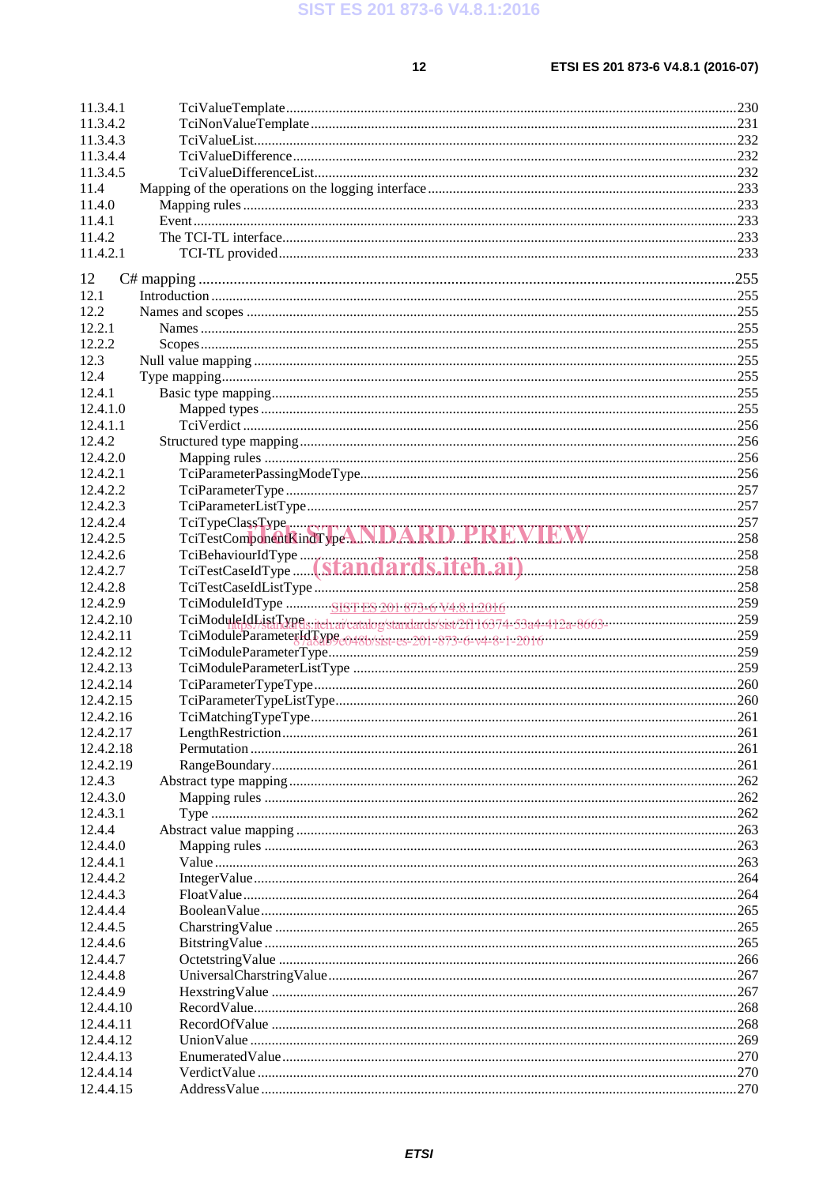11.3.4.1 TciValueTemplate ..............................................................................................................230
11.3.4.2 TciNonValueTemplate .......................................................................................................231
11.3.4.3 TciValueList.......................................................................................................................232
11.3.4.4 TciValueDifference ............................................................................................................232
11.3.4.5 TciValueDifferenceList......................................................................................................232
11.4 Mapping of the operations on the logging interface ......................................................................233
11.4.0 Mapping rules ..........................................................................................................................233
11.4.1 Event ........................................................................................................................................233
11.4.2 The TCI-TL interface...............................................................................................................233
11.4.2.1 TCI-TL provided................................................................................................................233

12 C# mapping ........................................................................................................................255
12.1 Introduction ...................................................................................................................................255
12.2 Names and scopes .........................................................................................................................255
12.2.1 Names ......................................................................................................................................255
12.2.2 Scopes ......................................................................................................................................255
12.3 Null value mapping .......................................................................................................................255
12.4 Type mapping.................................................................................................................................255
12.4.1 Basic type mapping..................................................................................................................255
12.4.1.0 Mapped types .....................................................................................................................255
12.4.1.1 TciVerdict ..........................................................................................................................256
12.4.2 Structured type mapping ..........................................................................................................256
12.4.2.0 Mapping rules ....................................................................................................................256
12.4.2.1 TciParameterPassingModeType.........................................................................................256
12.4.2.2 TciParameterType ..............................................................................................................257
12.4.2.3 TciParameterListType........................................................................................................257
12.4.2.4 TciTypeClassType..............................................................................................................257
12.4.2.5 TciTestComponentKindType.............................................................................................258
12.4.2.6 TciBehaviourIdType ..........................................................................................................258
12.4.2.7 TciTestCaseIdType ............................................................................................................258
12.4.2.8 TciTestCaseIdListType ......................................................................................................258
12.4.2.9 TciModuleIdType ..............................................................................................................259
12.4.2.10 TciModuleIdListType.........................................................................................................259
12.4.2.11 TciModuleParameterIdType ...............................................................................................259
12.4.2.12 TciModuleParameterType...................................................................................................259
12.4.2.13 TciModuleParameterListType ...........................................................................................259
12.4.2.14 TciParameterTypeType......................................................................................................260
12.4.2.15 TciParameterTypeListType................................................................................................260
12.4.2.16 TciMatchingTypeType.......................................................................................................261
12.4.2.17 LengthRestriction...............................................................................................................261
12.4.2.18 Permutation ........................................................................................................................261
12.4.2.19 RangeBoundary..................................................................................................................261
12.4.3 Abstract type mapping.............................................................................................................262
12.4.3.0 Mapping rules ....................................................................................................................262
12.4.3.1 Type ...................................................................................................................................262
12.4.4 Abstract value mapping ...........................................................................................................263
12.4.4.0 Mapping rules ....................................................................................................................263
12.4.4.1 Value ..................................................................................................................................263
12.4.4.2 IntegerValue.......................................................................................................................264
12.4.4.3 FloatValue..........................................................................................................................264
12.4.4.4 BooleanValue.....................................................................................................................265
12.4.4.5 CharstringValue .................................................................................................................265
12.4.4.6 BitstringValue ....................................................................................................................265
12.4.4.7 OctetstringValue ................................................................................................................266
12.4.4.8 UniversalCharstringValue..................................................................................................267
12.4.4.9 HexstringValue ..................................................................................................................267
12.4.4.10 RecordValue.......................................................................................................................268
12.4.4.11 RecordOfValue ..................................................................................................................268
12.4.4.12 UnionValue ........................................................................................................................269
12.4.4.13 EnumeratedValue...............................................................................................................270
12.4.4.14 VerdictValue ......................................................................................................................270
12.4.4.15 AddressValue .....................................................................................................................270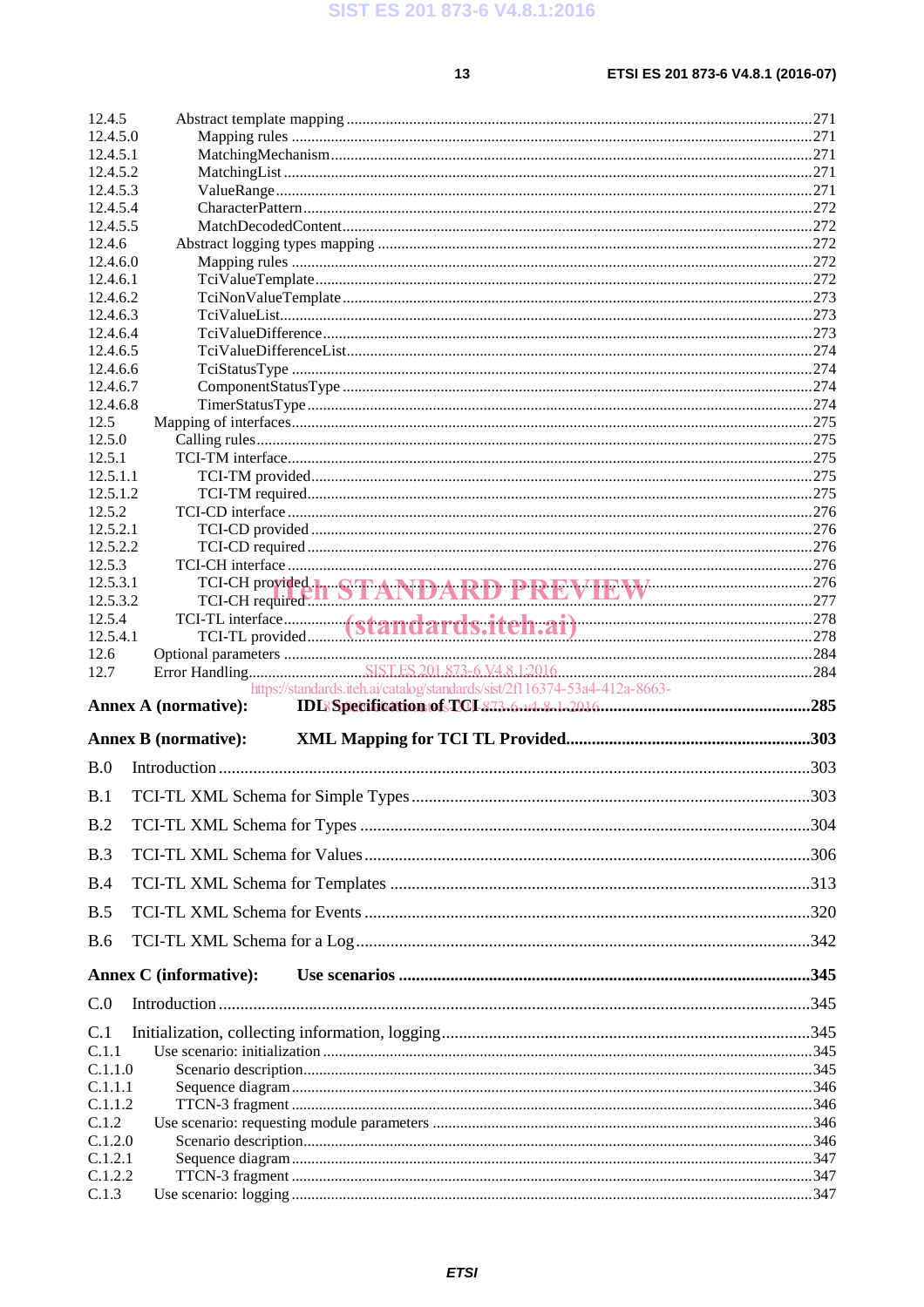12.4.5 Abstract template mapping ....................................................................................................................271
12.4.5.0 Mapping rules ..................................................................................................................................271
12.4.5.1 MatchingMechanism........................................................................................................................271
12.4.5.2 MatchingList ....................................................................................................................................271
12.4.5.3 ValueRange ......................................................................................................................................271
12.4.5.4 CharacterPattern ...............................................................................................................................272
12.4.5.5 MatchDecodedContent.....................................................................................................................272
12.4.6 Abstract logging types mapping .............................................................................................................272
12.4.6.0 Mapping rules ..................................................................................................................................272
12.4.6.1 TciValueTemplate............................................................................................................................272
12.4.6.2 TciNonValueTemplate .....................................................................................................................273
12.4.6.3 TciValueList.....................................................................................................................................273
12.4.6.4 TciValueDifference ..........................................................................................................................273
12.4.6.5 TciValueDifferenceList....................................................................................................................274
12.4.6.6 TciStatusType ..................................................................................................................................274
12.4.6.7 ComponentStatusType .....................................................................................................................274
12.4.6.8 TimerStatusType ..............................................................................................................................274
12.5 Mapping of interfaces..................................................................................................................................275
12.5.0 Calling rules............................................................................................................................................275
12.5.1 TCI-TM interface....................................................................................................................................275
12.5.1.1 TCI-TM provided.............................................................................................................................275
12.5.1.2 TCI-TM required..............................................................................................................................275
12.5.2 TCI-CD interface ....................................................................................................................................276
12.5.2.1 TCI-CD provided .............................................................................................................................276
12.5.2.2 TCI-CD required ..............................................................................................................................276
12.5.3 TCI-CH interface ....................................................................................................................................276
12.5.3.1 TCI-CH provided..............................................................................................................................276
12.5.3.2 TCI-CH required ..............................................................................................................................277
12.5.4 TCI-TL interface.....................................................................................................................................278
12.5.4.1 TCI-TL provided...............................................................................................................................278
12.6 Optional parameters ....................................................................................................................................284
12.7 Error Handling.............................................................................................................................................284

**Annex A (normative): IDL Specification of TCI.................................................................................285**

**Annex B (normative): XML Mapping for TCI TL Provided.........................................................303**

B.0 Introduction .......................................................................................................................................303

B.1 TCI-TL XML Schema for Simple Types ...........................................................................................303

B.2 TCI-TL XML Schema for Types ........................................................................................................304

B.3 TCI-TL XML Schema for Values .......................................................................................................306

B.4 TCI-TL XML Schema for Templates .................................................................................................313

B.5 TCI-TL XML Schema for Events .......................................................................................................320

B.6 TCI-TL XML Schema for a Log.........................................................................................................342

**Annex C (informative): Use scenarios ...............................................................................................345**

C.0 Introduction .......................................................................................................................................345

C.1 Initialization, collecting information, logging......................................................................................345
C.1.1 Use scenario: initialization ..........................................................................................................................345
C.1.1.0 Scenario description...............................................................................................................................345
C.1.1.1 Sequence diagram..................................................................................................................................346
C.1.1.2 TTCN-3 fragment ..................................................................................................................................346
C.1.2 Use scenario: requesting module parameters ...............................................................................................346
C.1.2.0 Scenario description...............................................................................................................................346
C.1.2.1 Sequence diagram..................................................................................................................................347
C.1.2.2 TTCN-3 fragment ..................................................................................................................................347
C.1.3 Use scenario: logging ..................................................................................................................................347